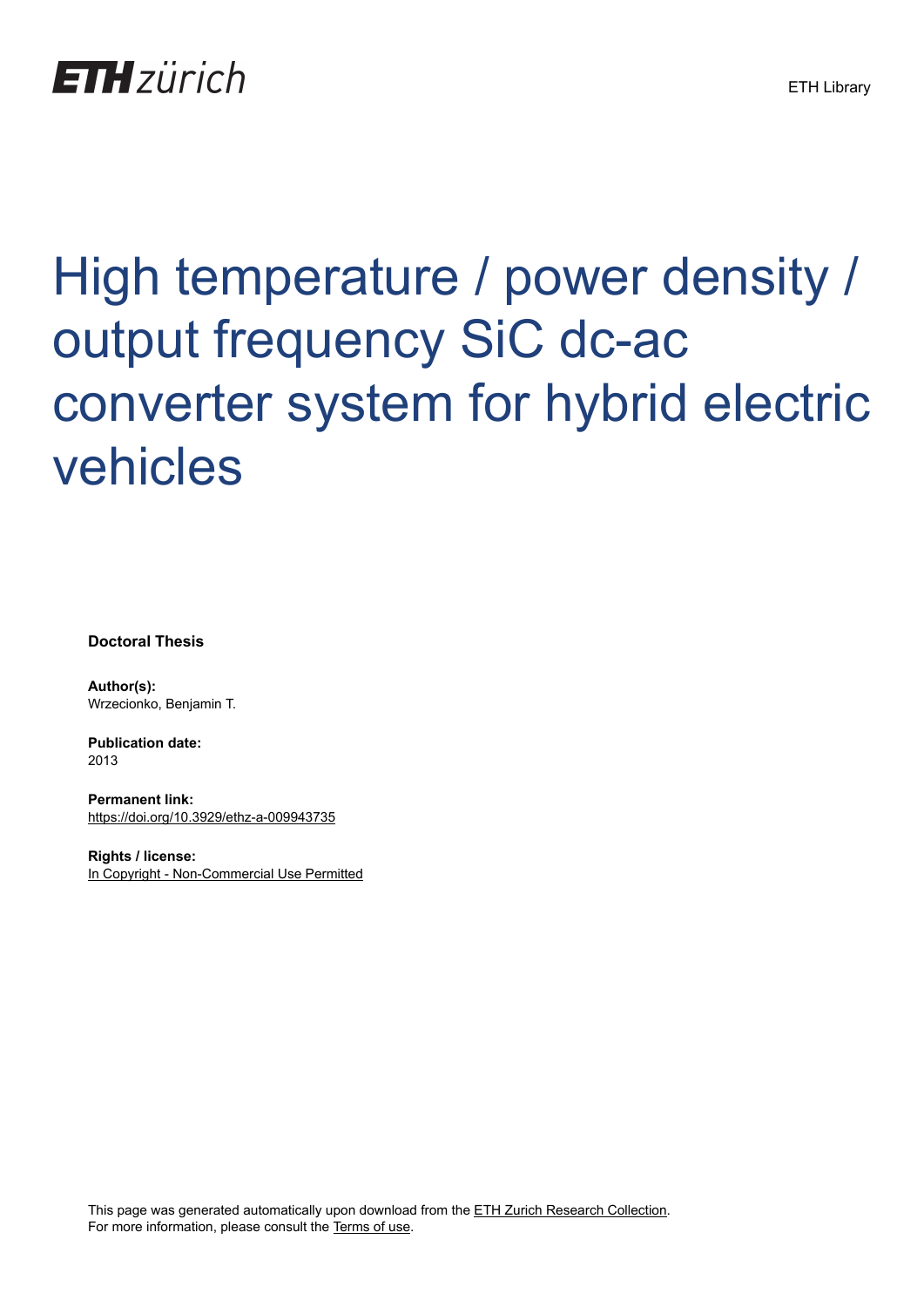ETH zürich

ETH Library

# High temperature / power density / output frequency SiC dc-ac converter system for hybrid electric vehicles

**Doctoral Thesis**

**Author(s):**
Wrzecionko, Benjamin T.

**Publication date:**
2013

**Permanent link:**
https://doi.org/10.3929/ethz-a-009943735

**Rights / license:**
In Copyright - Non-Commercial Use Permitted

This page was generated automatically upon download from the ETH Zurich Research Collection.
For more information, please consult the Terms of use.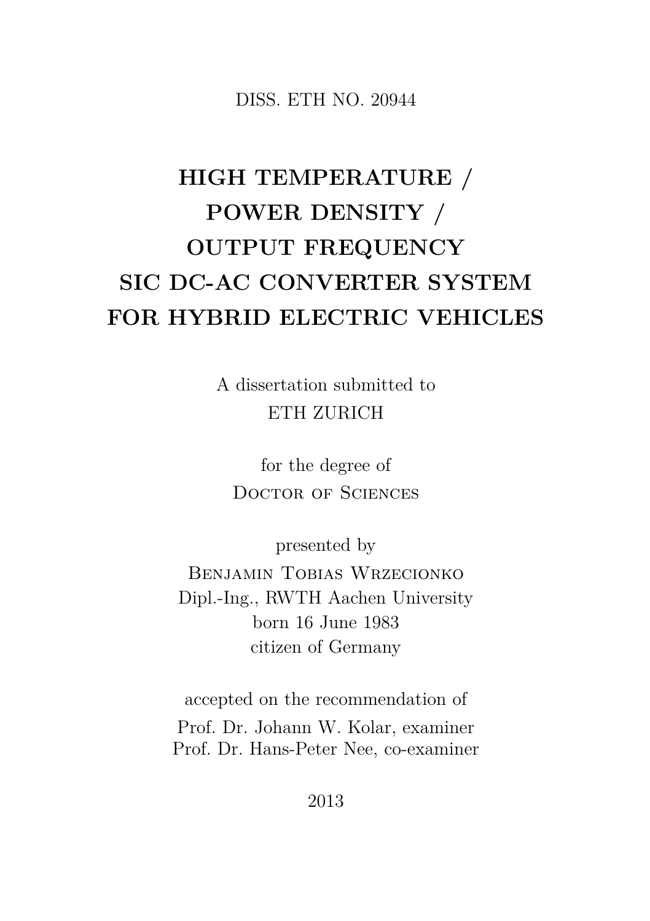DISS. ETH NO. 20944

# HIGH TEMPERATURE / POWER DENSITY / OUTPUT FREQUENCY SIC DC-AC CONVERTER SYSTEM FOR HYBRID ELECTRIC VEHICLES

A dissertation submitted to
ETH ZURICH

for the degree of
Doctor of Sciences

presented by
Benjamin Tobias Wrzecionko
Dipl.-Ing., RWTH Aachen University
born 16 June 1983
citizen of Germany

accepted on the recommendation of
Prof. Dr. Johann W. Kolar, examiner
Prof. Dr. Hans-Peter Nee, co-examiner

2013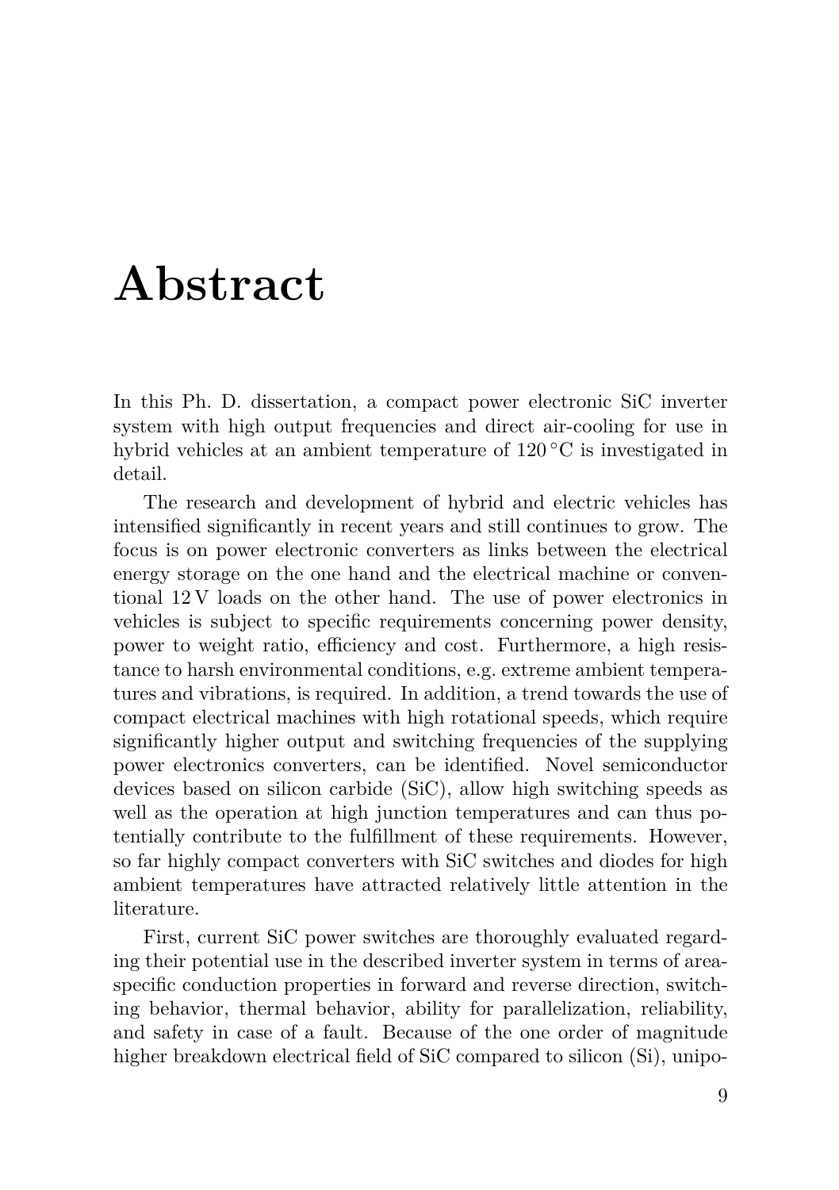# Abstract

In this Ph. D. dissertation, a compact power electronic SiC inverter system with high output frequencies and direct air-cooling for use in hybrid vehicles at an ambient temperature of 120 °C is investigated in detail.

The research and development of hybrid and electric vehicles has intensified significantly in recent years and still continues to grow. The focus is on power electronic converters as links between the electrical energy storage on the one hand and the electrical machine or conventional 12 V loads on the other hand. The use of power electronics in vehicles is subject to specific requirements concerning power density, power to weight ratio, efficiency and cost. Furthermore, a high resistance to harsh environmental conditions, e.g. extreme ambient temperatures and vibrations, is required. In addition, a trend towards the use of compact electrical machines with high rotational speeds, which require significantly higher output and switching frequencies of the supplying power electronics converters, can be identified. Novel semiconductor devices based on silicon carbide (SiC), allow high switching speeds as well as the operation at high junction temperatures and can thus potentially contribute to the fulfillment of these requirements. However, so far highly compact converters with SiC switches and diodes for high ambient temperatures have attracted relatively little attention in the literature.

First, current SiC power switches are thoroughly evaluated regarding their potential use in the described inverter system in terms of area-specific conduction properties in forward and reverse direction, switching behavior, thermal behavior, ability for parallelization, reliability, and safety in case of a fault. Because of the one order of magnitude higher breakdown electrical field of SiC compared to silicon (Si), unipo-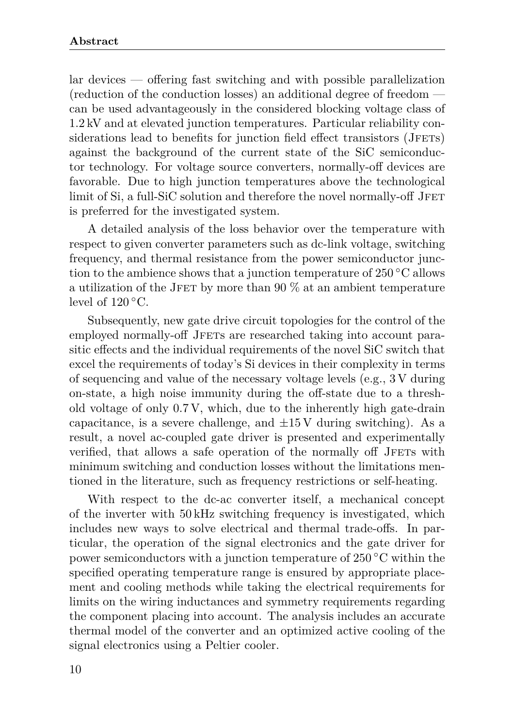lar devices — offering fast switching and with possible parallelization (reduction of the conduction losses) an additional degree of freedom — can be used advantageously in the considered blocking voltage class of 1.2 kV and at elevated junction temperatures. Particular reliability considerations lead to benefits for junction field effect transistors (JFETs) against the background of the current state of the SiC semiconductor technology. For voltage source converters, normally-off devices are favorable. Due to high junction temperatures above the technological limit of Si, a full-SiC solution and therefore the novel normally-off JFET is preferred for the investigated system.

A detailed analysis of the loss behavior over the temperature with respect to given converter parameters such as dc-link voltage, switching frequency, and thermal resistance from the power semiconductor junction to the ambience shows that a junction temperature of 250 °C allows a utilization of the JFET by more than 90 % at an ambient temperature level of 120 °C.

Subsequently, new gate drive circuit topologies for the control of the employed normally-off JFETs are researched taking into account parasitic effects and the individual requirements of the novel SiC switch that excel the requirements of today's Si devices in their complexity in terms of sequencing and value of the necessary voltage levels (e.g., 3 V during on-state, a high noise immunity during the off-state due to a threshold voltage of only 0.7 V, which, due to the inherently high gate-drain capacitance, is a severe challenge, and ±15 V during switching). As a result, a novel ac-coupled gate driver is presented and experimentally verified, that allows a safe operation of the normally off JFETs with minimum switching and conduction losses without the limitations mentioned in the literature, such as frequency restrictions or self-heating.

With respect to the dc-ac converter itself, a mechanical concept of the inverter with 50 kHz switching frequency is investigated, which includes new ways to solve electrical and thermal trade-offs. In particular, the operation of the signal electronics and the gate driver for power semiconductors with a junction temperature of 250 °C within the specified operating temperature range is ensured by appropriate placement and cooling methods while taking the electrical requirements for limits on the wiring inductances and symmetry requirements regarding the component placing into account. The analysis includes an accurate thermal model of the converter and an optimized active cooling of the signal electronics using a Peltier cooler.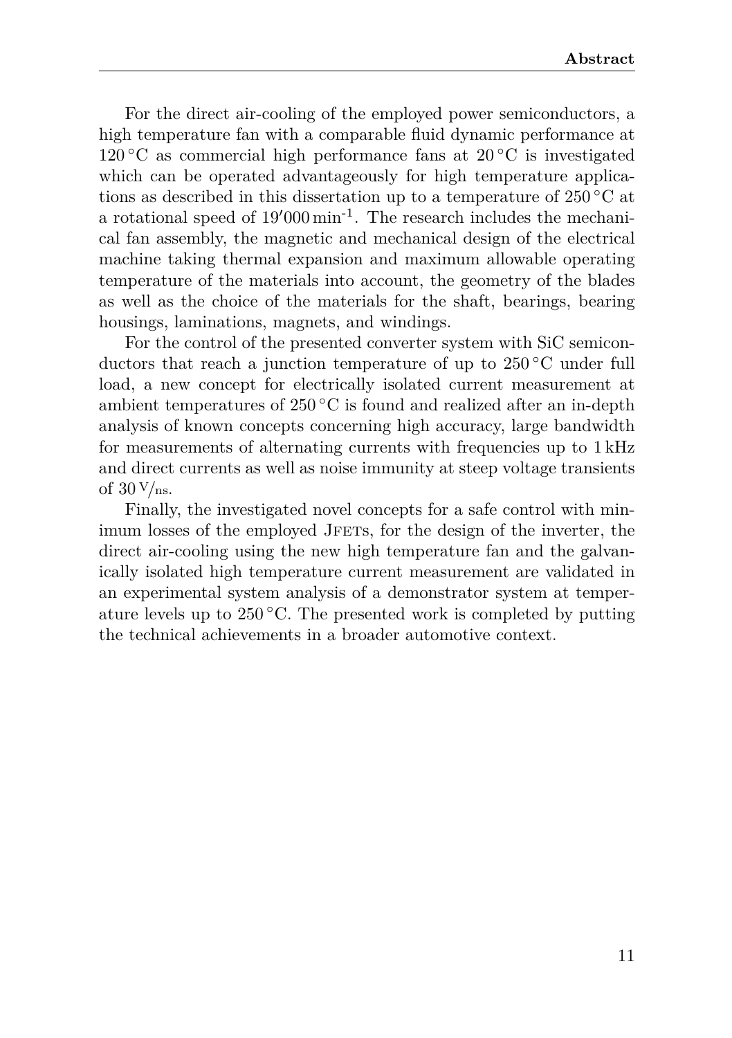For the direct air-cooling of the employed power semiconductors, a high temperature fan with a comparable fluid dynamic performance at 120 °C as commercial high performance fans at 20 °C is investigated which can be operated advantageously for high temperature applications as described in this dissertation up to a temperature of 250 °C at a rotational speed of 19′000 min$^{-1}$. The research includes the mechanical fan assembly, the magnetic and mechanical design of the electrical machine taking thermal expansion and maximum allowable operating temperature of the materials into account, the geometry of the blades as well as the choice of the materials for the shaft, bearings, bearing housings, laminations, magnets, and windings.

For the control of the presented converter system with SiC semiconductors that reach a junction temperature of up to 250 °C under full load, a new concept for electrically isolated current measurement at ambient temperatures of 250 °C is found and realized after an in-depth analysis of known concepts concerning high accuracy, large bandwidth for measurements of alternating currents with frequencies up to 1 kHz and direct currents as well as noise immunity at steep voltage transients of 30 V/ns.

Finally, the investigated novel concepts for a safe control with minimum losses of the employed JFETs, for the design of the inverter, the direct air-cooling using the new high temperature fan and the galvanically isolated high temperature current measurement are validated in an experimental system analysis of a demonstrator system at temperature levels up to 250 °C. The presented work is completed by putting the technical achievements in a broader automotive context.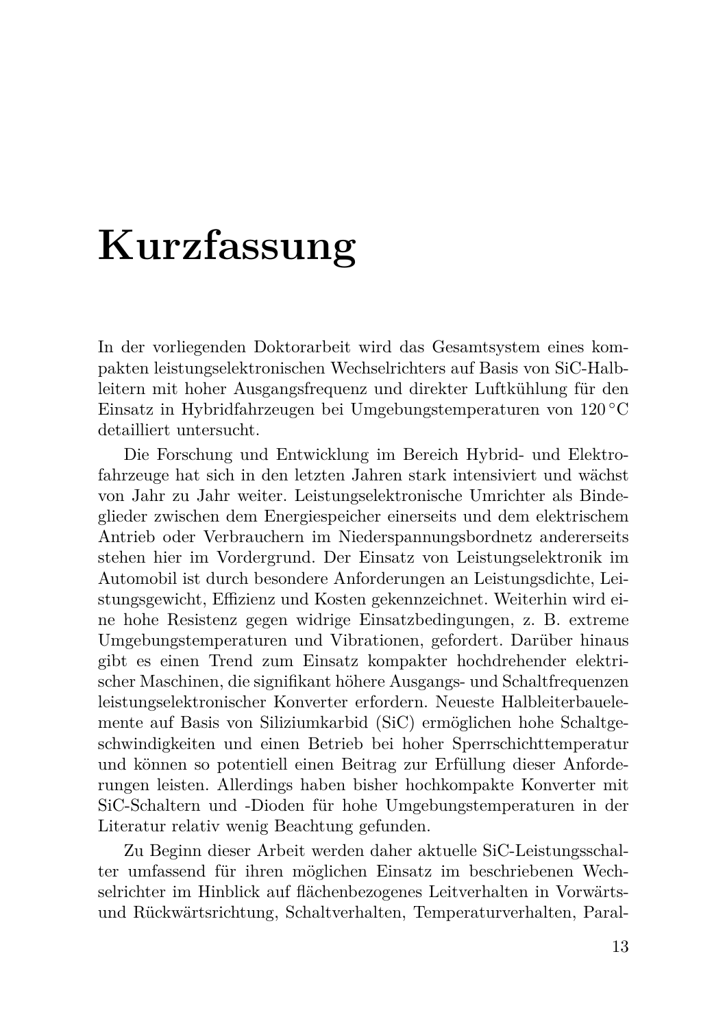# Kurzfassung

In der vorliegenden Doktorarbeit wird das Gesamtsystem eines kompakten leistungselektronischen Wechselrichters auf Basis von SiC-Halbleitern mit hoher Ausgangsfrequenz und direkter Luftkühlung für den Einsatz in Hybridfahrzeugen bei Umgebungstemperaturen von 120 °C detailliert untersucht.

Die Forschung und Entwicklung im Bereich Hybrid- und Elektrofahrzeuge hat sich in den letzten Jahren stark intensiviert und wächst von Jahr zu Jahr weiter. Leistungselektronische Umrichter als Bindeglieder zwischen dem Energiespeicher einerseits und dem elektrischem Antrieb oder Verbrauchern im Niederspannungsbordnetz andererseits stehen hier im Vordergrund. Der Einsatz von Leistungselektronik im Automobil ist durch besondere Anforderungen an Leistungsdichte, Leistungsgewicht, Effizienz und Kosten gekennzeichnet. Weiterhin wird eine hohe Resistenz gegen widrige Einsatzbedingungen, z. B. extreme Umgebungstemperaturen und Vibrationen, gefordert. Darüber hinaus gibt es einen Trend zum Einsatz kompakter hochdrehender elektrischer Maschinen, die signifikant höhere Ausgangs- und Schaltfrequenzen leistungselektronischer Konverter erfordern. Neueste Halbleiterbauelemente auf Basis von Siliziumkarbid (SiC) ermöglichen hohe Schaltgeschwindigkeiten und einen Betrieb bei hoher Sperrschichttemperatur und können so potentiell einen Beitrag zur Erfüllung dieser Anforderungen leisten. Allerdings haben bisher hochkompakte Konverter mit SiC-Schaltern und -Dioden für hohe Umgebungstemperaturen in der Literatur relativ wenig Beachtung gefunden.

Zu Beginn dieser Arbeit werden daher aktuelle SiC-Leistungsschalter umfassend für ihren möglichen Einsatz im beschriebenen Wechselrichter im Hinblick auf flächenbezogenes Leitverhalten in Vorwärts- und Rückwärtsrichtung, Schaltverhalten, Temperaturverhalten, Paral-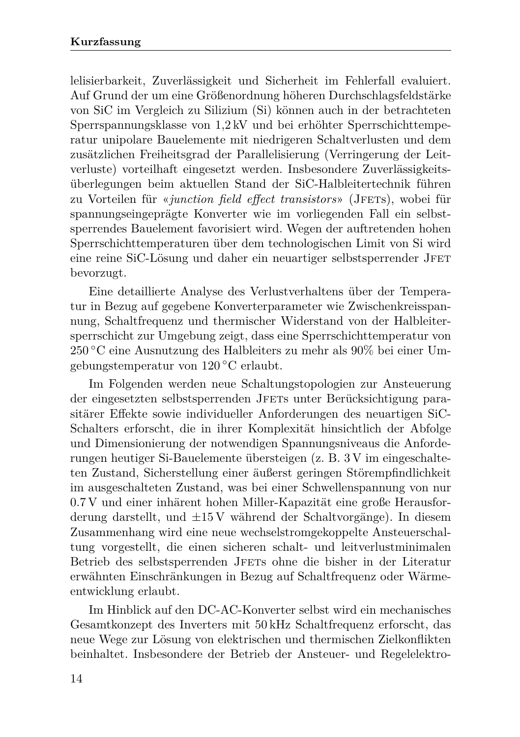lelisierbarkeit, Zuverlässigkeit und Sicherheit im Fehlerfall evaluiert. Auf Grund der um eine Größenordnung höheren Durchschlagsfeldstärke von SiC im Vergleich zu Silizium (Si) können auch in der betrachteten Sperrspannungsklasse von 1,2 kV und bei erhöhter Sperrschichttemperatur unipolare Bauelemente mit niedrigeren Schaltverlusten und dem zusätzlichen Freiheitsgrad der Parallelisierung (Verringerung der Leitverluste) vorteilhaft eingesetzt werden. Insbesondere Zuverlässigkeitsüberlegungen beim aktuellen Stand der SiC-Halbleitertechnik führen zu Vorteilen für «*junction field effect transistors*» (JFETs), wobei für spannungseingeprägte Konverter wie im vorliegenden Fall ein selbstsperrendes Bauelement favorisiert wird. Wegen der auftretenden hohen Sperrschichttemperaturen über dem technologischen Limit von Si wird eine reine SiC-Lösung und daher ein neuartiger selbstsperrender JFET bevorzugt.

Eine detaillierte Analyse des Verlustverhaltens über der Temperatur in Bezug auf gegebene Konverterparameter wie Zwischenkreisspannung, Schaltfrequenz und thermischer Widerstand von der Halbleitersperrschicht zur Umgebung zeigt, dass eine Sperrschichttemperatur von 250 °C eine Ausnutzung des Halbleiters zu mehr als 90% bei einer Umgebungstemperatur von 120 °C erlaubt.

Im Folgenden werden neue Schaltungstopologien zur Ansteuerung der eingesetzten selbstsperrenden JFETs unter Berücksichtigung parasitärer Effekte sowie individueller Anforderungen des neuartigen SiC-Schalters erforscht, die in ihrer Komplexität hinsichtlich der Abfolge und Dimensionierung der notwendigen Spannungsniveaus die Anforderungen heutiger Si-Bauelemente übersteigen (z. B. 3 V im eingeschalteten Zustand, Sicherstellung einer äußerst geringen Störempfindlichkeit im ausgeschalteten Zustand, was bei einer Schwellenspannung von nur 0.7 V und einer inhärent hohen Miller-Kapazität eine große Herausforderung darstellt, und ±15 V während der Schaltvorgänge). In diesem Zusammenhang wird eine neue wechselstromgekoppelte Ansteuerschaltung vorgestellt, die einen sicheren schalt- und leitverlustminimalen Betrieb des selbstsperrenden JFETs ohne die bisher in der Literatur erwähnten Einschränkungen in Bezug auf Schaltfrequenz oder Wärmeentwicklung erlaubt.

Im Hinblick auf den DC-AC-Konverter selbst wird ein mechanisches Gesamtkonzept des Inverters mit 50 kHz Schaltfrequenz erforscht, das neue Wege zur Lösung von elektrischen und thermischen Zielkonflikten beinhaltet. Insbesondere der Betrieb der Ansteuer- und Regelelektro-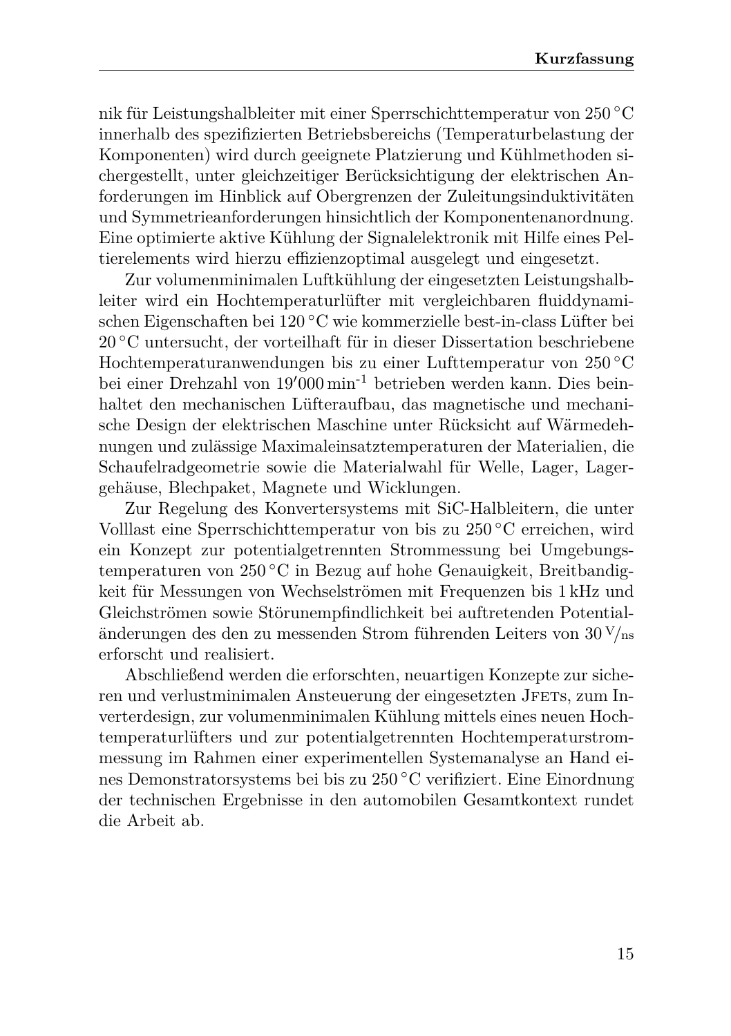nik für Leistungshalbleiter mit einer Sperrschichttemperatur von 250 °C innerhalb des spezifizierten Betriebsbereichs (Temperaturbelastung der Komponenten) wird durch geeignete Platzierung und Kühlmethoden sichergestellt, unter gleichzeitiger Berücksichtigung der elektrischen Anforderungen im Hinblick auf Obergrenzen der Zuleitungsinduktivitäten und Symmetrieanforderungen hinsichtlich der Komponentenanordnung. Eine optimierte aktive Kühlung der Signalelektronik mit Hilfe eines Peltierelements wird hierzu effizienzoptimal ausgelegt und eingesetzt.

Zur volumenminimalen Luftkühlung der eingesetzten Leistungshalbleiter wird ein Hochtemperaturlüfter mit vergleichbaren fluiddynamischen Eigenschaften bei 120 °C wie kommerzielle best-in-class Lüfter bei 20 °C untersucht, der vorteilhaft für in dieser Dissertation beschriebene Hochtemperaturanwendungen bis zu einer Lufttemperatur von 250 °C bei einer Drehzahl von 19′000 $\text{min}^{-1}$ betrieben werden kann. Dies beinhaltet den mechanischen Lüfteraufbau, das magnetische und mechanische Design der elektrischen Maschine unter Rücksicht auf Wärmedehnungen und zulässige Maximaleinsatztemperaturen der Materialien, die Schaufelradgeometrie sowie die Materialwahl für Welle, Lager, Lagergehäuse, Blechpaket, Magnete und Wicklungen.

Zur Regelung des Konvertersystems mit SiC-Halbleitern, die unter Volllast eine Sperrschichttemperatur von bis zu 250 °C erreichen, wird ein Konzept zur potentialgetrennten Strommessung bei Umgebungstemperaturen von 250 °C in Bezug auf hohe Genauigkeit, Breitbandigkeit für Messungen von Wechselströmen mit Frequenzen bis 1 kHz und Gleichströmen sowie Störunempfindlichkeit bei auftretenden Potentialänderungen des den zu messenden Strom führenden Leiters von 30 V/ns erforscht und realisiert.

Abschließend werden die erforschten, neuartigen Konzepte zur sicheren und verlustminimalen Ansteuerung der eingesetzten JFETs, zum Inverterdesign, zur volumenminimalen Kühlung mittels eines neuen Hochtemperaturlüfters und zur potentialgetrennten Hochtemperaturstrommessung im Rahmen einer experimentellen Systemanalyse an Hand eines Demonstratorsystems bei bis zu 250 °C verifiziert. Eine Einordnung der technischen Ergebnisse in den automobilen Gesamtkontext rundet die Arbeit ab.